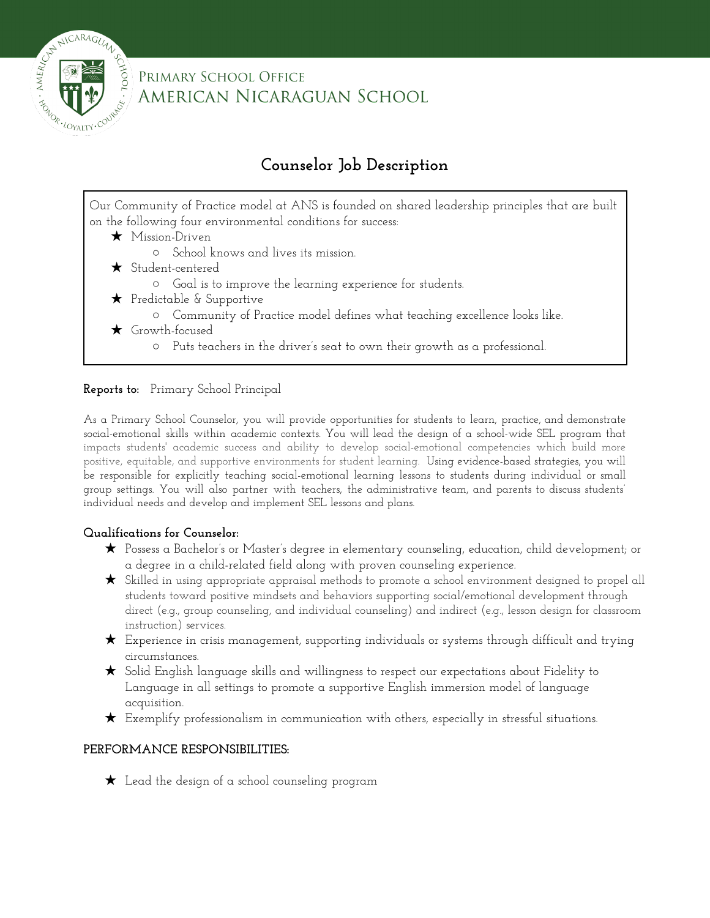PRIMARY SCHOOL OFFICE
AMERICAN NICARAGUAN SCHOOL

# Counselor Job Description

Our Community of Practice model at ANS is founded on shared leadership principles that are built on the following four environmental conditions for success:

- ★ Mission-Driven
  - School knows and lives its mission.
- ★ Student-centered
  - Goal is to improve the learning experience for students.
- ★ Predictable & Supportive
  - Community of Practice model defines what teaching excellence looks like.
- ★ Growth-focused
  - Puts teachers in the driver's seat to own their growth as a professional.

**Reports to:** Primary School Principal

As a Primary School Counselor, you will provide opportunities for students to learn, practice, and demonstrate social-emotional skills within academic contexts. You will lead the design of a school-wide SEL program that impacts students' academic success and ability to develop social-emotional competencies which build more positive, equitable, and supportive environments for student learning. Using evidence-based strategies, you will be responsible for explicitly teaching social-emotional learning lessons to students during individual or small group settings. You will also partner with teachers, the administrative team, and parents to discuss students' individual needs and develop and implement SEL lessons and plans.

**Qualifications for Counselor:**

- ★ Possess a Bachelor's or Master's degree in elementary counseling, education, child development; or a degree in a child-related field along with proven counseling experience.
- ★ Skilled in using appropriate appraisal methods to promote a school environment designed to propel all students toward positive mindsets and behaviors supporting social/emotional development through direct (e.g., group counseling, and individual counseling) and indirect (e.g., lesson design for classroom instruction) services.
- ★ Experience in crisis management, supporting individuals or systems through difficult and trying circumstances.
- ★ Solid English language skills and willingness to respect our expectations about Fidelity to Language in all settings to promote a supportive English immersion model of language acquisition.
- ★ Exemplify professionalism in communication with others, especially in stressful situations.

**PERFORMANCE RESPONSIBILITIES:**

- ★ Lead the design of a school counseling program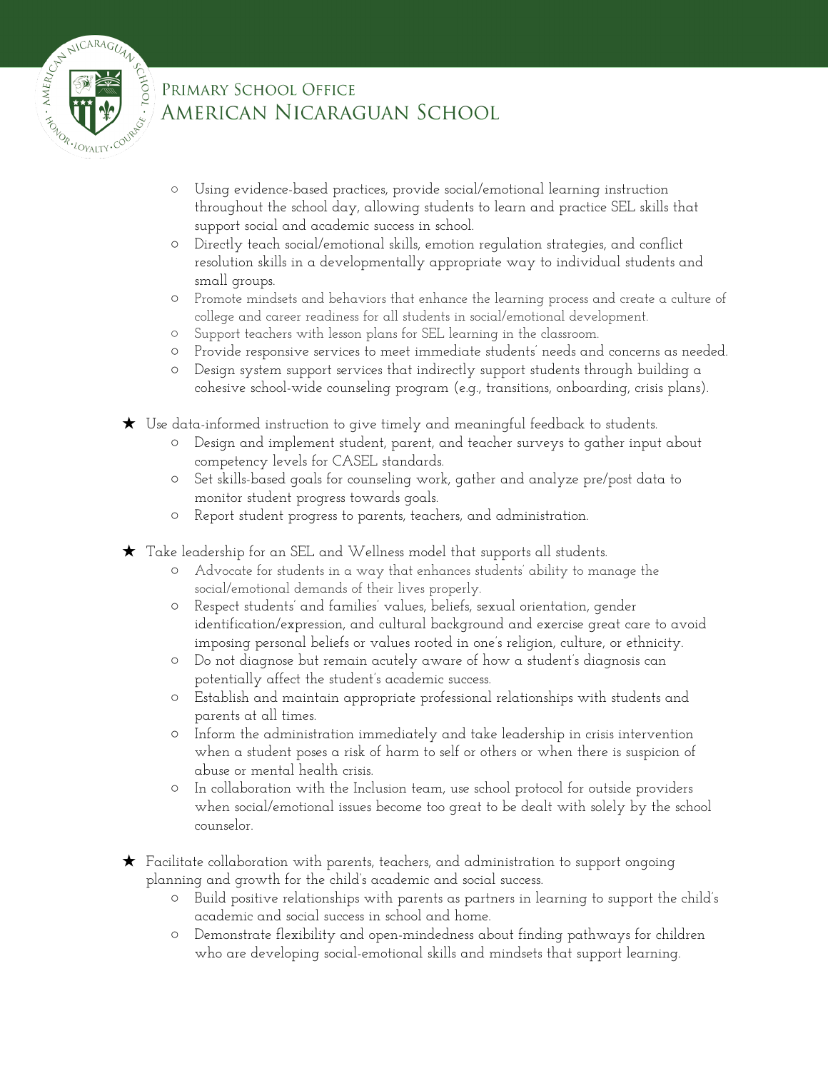- Using evidence-based practices, provide social/emotional learning instruction throughout the school day, allowing students to learn and practice SEL skills that support social and academic success in school.
- Directly teach social/emotional skills, emotion regulation strategies, and conflict resolution skills in a developmentally appropriate way to individual students and small groups.
- Promote mindsets and behaviors that enhance the learning process and create a culture of college and career readiness for all students in social/emotional development.
- Support teachers with lesson plans for SEL learning in the classroom.
- Provide responsive services to meet immediate students' needs and concerns as needed.
- Design system support services that indirectly support students through building a cohesive school-wide counseling program (e.g., transitions, onboarding, crisis plans).

★ Use data-informed instruction to give timely and meaningful feedback to students.
- Design and implement student, parent, and teacher surveys to gather input about competency levels for CASEL standards.
- Set skills-based goals for counseling work, gather and analyze pre/post data to monitor student progress towards goals.
- Report student progress to parents, teachers, and administration.

★ Take leadership for an SEL and Wellness model that supports all students.
- Advocate for students in a way that enhances students' ability to manage the social/emotional demands of their lives properly.
- Respect students' and families' values, beliefs, sexual orientation, gender identification/expression, and cultural background and exercise great care to avoid imposing personal beliefs or values rooted in one's religion, culture, or ethnicity.
- Do not diagnose but remain acutely aware of how a student's diagnosis can potentially affect the student's academic success.
- Establish and maintain appropriate professional relationships with students and parents at all times.
- Inform the administration immediately and take leadership in crisis intervention when a student poses a risk of harm to self or others or when there is suspicion of abuse or mental health crisis.
- In collaboration with the Inclusion team, use school protocol for outside providers when social/emotional issues become too great to be dealt with solely by the school counselor.

★ Facilitate collaboration with parents, teachers, and administration to support ongoing planning and growth for the child's academic and social success.
- Build positive relationships with parents as partners in learning to support the child's academic and social success in school and home.
- Demonstrate flexibility and open-mindedness about finding pathways for children who are developing social-emotional skills and mindsets that support learning.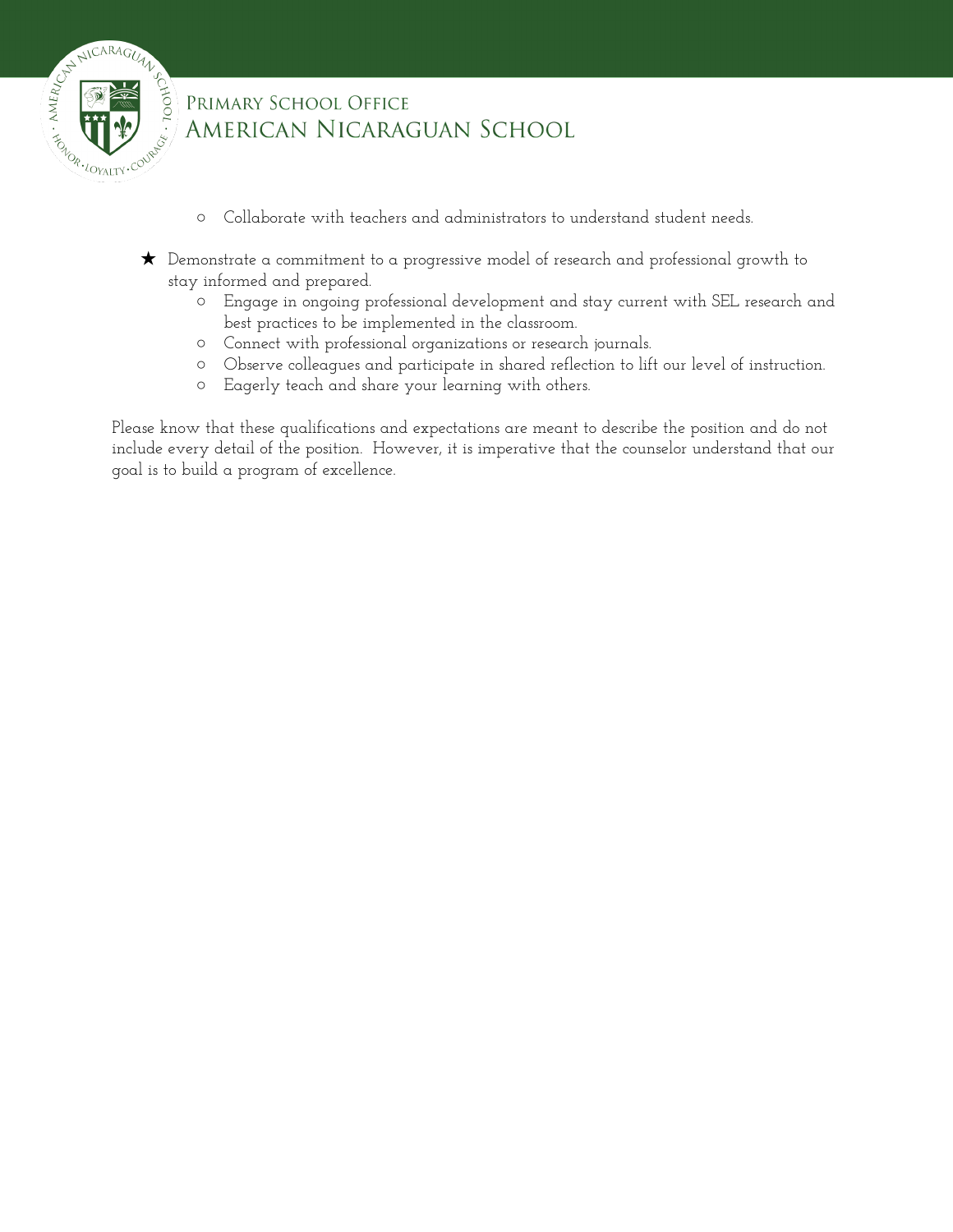- Collaborate with teachers and administrators to understand student needs.

- ★ Demonstrate a commitment to a progressive model of research and professional growth to stay informed and prepared.
   - Engage in ongoing professional development and stay current with SEL research and best practices to be implemented in the classroom.
   - Connect with professional organizations or research journals.
   - Observe colleagues and participate in shared reflection to lift our level of instruction.
   - Eagerly teach and share your learning with others.

Please know that these qualifications and expectations are meant to describe the position and do not include every detail of the position. However, it is imperative that the counselor understand that our goal is to build a program of excellence.